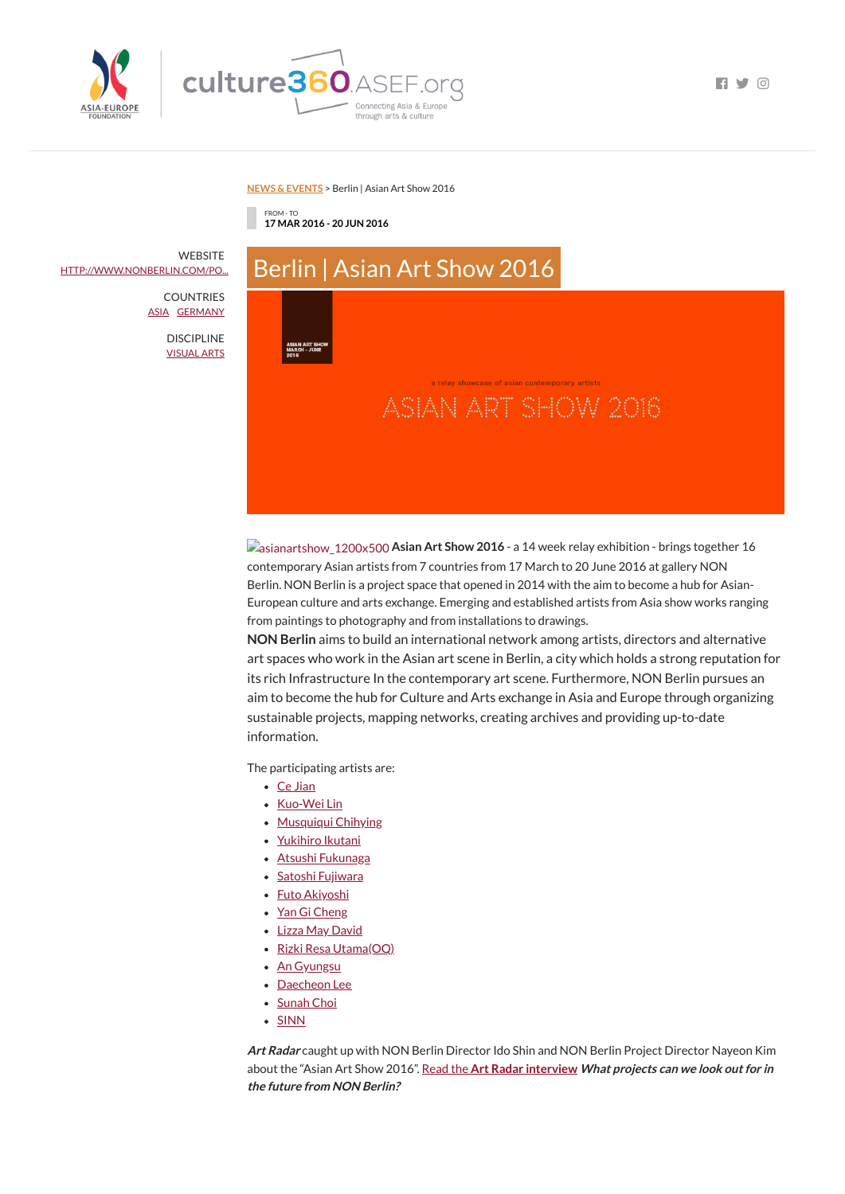NEWS & EVENTS > Berlin | Asian Art Show 2016

FROM - TO
17 MAR 2016 - 20 JUN 2016

WEBSITE
HTTP://WWW.NONBERLIN.COM/PO...

COUNTRIES
ASIA GERMANY

DISCIPLINE
VISUAL ARTS

# Berlin | Asian Art Show 2016

asianartshow_1200x500 **Asian Art Show 2016** - a 14 week relay exhibition - brings together 16 contemporary Asian artists from 7 countries from 17 March to 20 June 2016 at gallery NON Berlin. NON Berlin is a project space that opened in 2014 with the aim to become a hub for Asian-European culture and arts exchange. Emerging and established artists from Asia show works ranging from paintings to photography and from installations to drawings.

**NON Berlin** aims to build an international network among artists, directors and alternative art spaces who work in the Asian art scene in Berlin, a city which holds a strong reputation for its rich Infrastructure In the contemporary art scene. Furthermore, NON Berlin pursues an aim to become the hub for Culture and Arts exchange in Asia and Europe through organizing sustainable projects, mapping networks, creating archives and providing up-to-date information.

The participating artists are:

- Ce Jian
- Kuo-Wei Lin
- Musquiqui Chihying
- Yukihiro Ikutani
- Atsushi Fukunaga
- Satoshi Fujiwara
- Futo Akiyoshi
- Yan Gi Cheng
- Lizza May David
- Rizki Resa Utama(OQ)
- An Gyungsu
- Daecheon Lee
- Sunah Choi
- SINN

***Art Radar*** caught up with NON Berlin Director Ido Shin and NON Berlin Project Director Nayeon Kim about the "Asian Art Show 2016". Read the **Art Radar interview** ***What projects can we look out for in the future from NON Berlin?***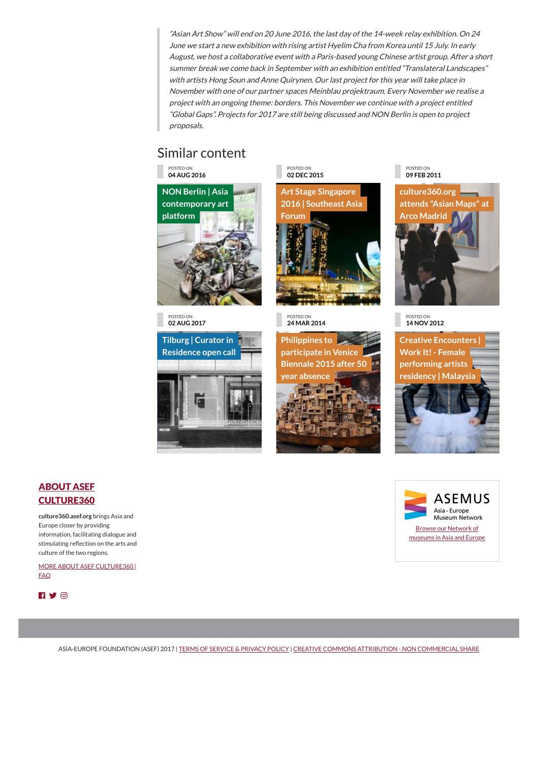> *"Asian Art Show" will end on 20 June 2016, the last day of the 14-week relay exhibition. On 24 June we start a new exhibition with rising artist Hyelim Cha from Korea until 15 July. In early August, we host a collaborative event with a Paris-based young Chinese artist group. After a short summer break we come back in September with an exhibition entitled "Translateral Landscapes" with artists Hong Soun and Anne Quirynen. Our last project for this year will take place in November with one of our partner spaces Meinblau projektraum. Every November we realise a project with an ongoing theme: borders. This November we continue with a project entitled "Global Gaps". Projects for 2017 are still being discussed and NON Berlin is open to project proposals.*

## Similar content

POSTED ON
**04 AUG 2016**

NON Berlin | Asia contemporary art platform

POSTED ON
**02 DEC 2015**

Art Stage Singapore 2016 | Southeast Asia Forum

POSTED ON
**09 FEB 2011**

culture360.org attends "Asian Maps" at Arco Madrid

POSTED ON
**02 AUG 2017**

Tilburg | Curator in Residence open call

POSTED ON
**24 MAR 2014**

Philippines to participate in Venice Biennale 2015 after 50 year absence

POSTED ON
**14 NOV 2012**

Creative Encounters | Work It! - Female performing artists residency | Malaysia

### ABOUT ASEF CULTURE360

**culture360.asef.org** brings Asia and Europe closer by providing information, facilitating dialogue and stimulating reflection on the arts and culture of the two regions.

MORE ABOUT ASEF CULTURE360 | FAQ

ASEMUS
Asia - Europe Museum Network

Browse our Network of museums in Asia and Europe

ASIA-EUROPE FOUNDATION (ASEF) 2017 | TERMS OF SERVICE & PRIVACY POLICY | CREATIVE COMMONS ATTRIBUTION - NON COMMERCIAL SHARE